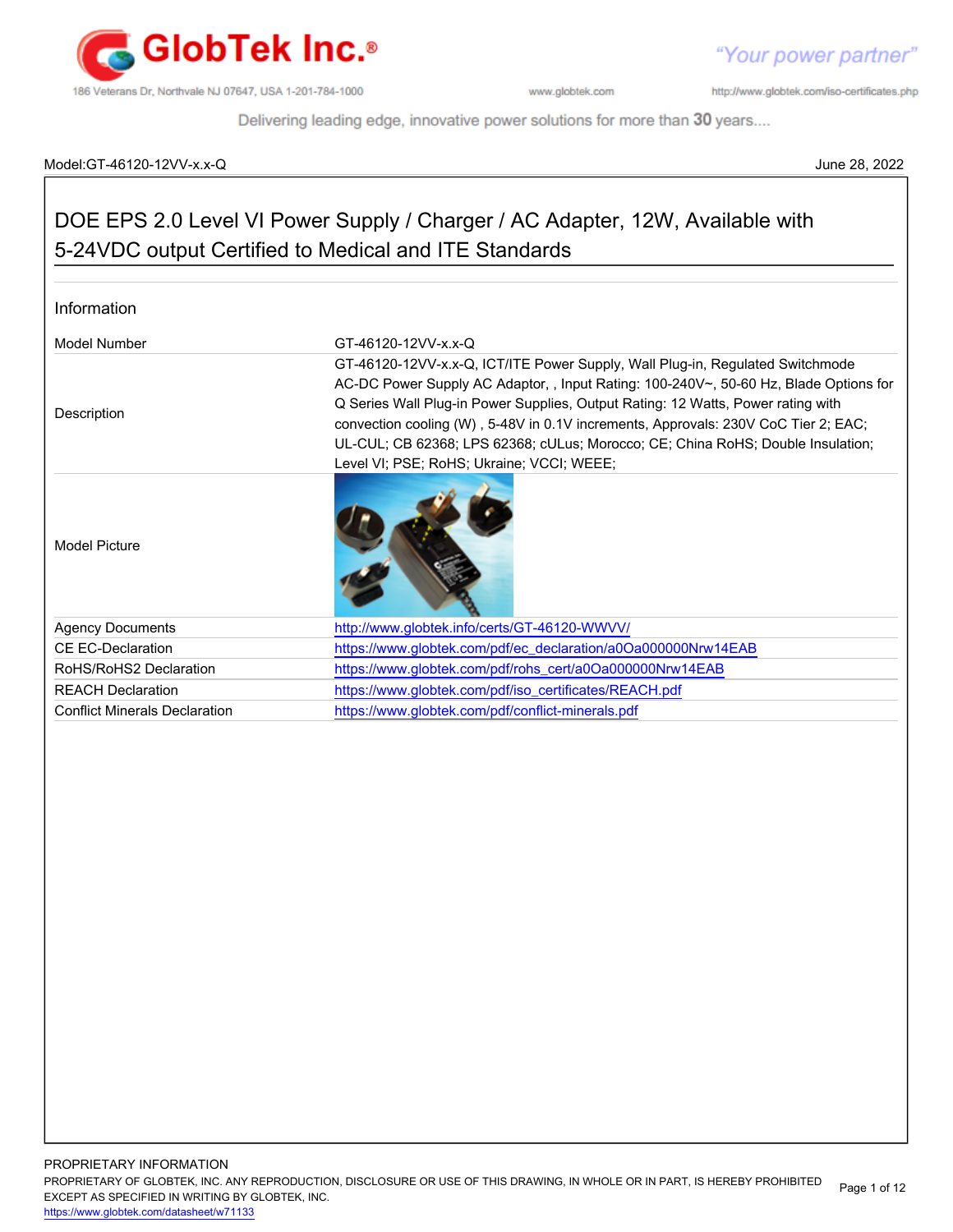Model:GT-46120-12VV-x.x-Q

June 28, 2022

# DOE EPS 2.0 Level VI Power Supply / Charger / AC Adapter, 12W, Available with 5-24VDC output Certified to Medical and ITE Standards

## Information

| | |
|---|---|
| Model Number | GT-46120-12VV-x.x-Q |
| Description | GT-46120-12VV-x.x-Q, ICT/ITE Power Supply, Wall Plug-in, Regulated Switchmode AC-DC Power Supply AC Adaptor, , Input Rating: 100-240V~, 50-60 Hz, Blade Options for Q Series Wall Plug-in Power Supplies, Output Rating: 12 Watts, Power rating with convection cooling (W) , 5-48V in 0.1V increments, Approvals: 230V CoC Tier 2; EAC; UL-CUL; CB 62368; LPS 62368; cULus; Morocco; CE; China RoHS; Double Insulation; Level VI; PSE; RoHS; Ukraine; VCCI; WEEE; |
| Model Picture | |
| Agency Documents | http://www.globtek.info/certs/GT-46120-WWVV/ |
| CE EC-Declaration | https://www.globtek.com/pdf/ec_declaration/a0Oa000000Nrw14EAB |
| RoHS/RoHS2 Declaration | https://www.globtek.com/pdf/rohs_cert/a0Oa000000Nrw14EAB |
| REACH Declaration | https://www.globtek.com/pdf/iso_certificates/REACH.pdf |
| Conflict Minerals Declaration | https://www.globtek.com/pdf/conflict-minerals.pdf |

PROPRIETARY INFORMATION

PROPRIETARY OF GLOBTEK, INC. ANY REPRODUCTION, DISCLOSURE OR USE OF THIS DRAWING, IN WHOLE OR IN PART, IS HEREBY PROHIBITED EXCEPT AS SPECIFIED IN WRITING BY GLOBTEK, INC.

https://www.globtek.com/datasheet/w71133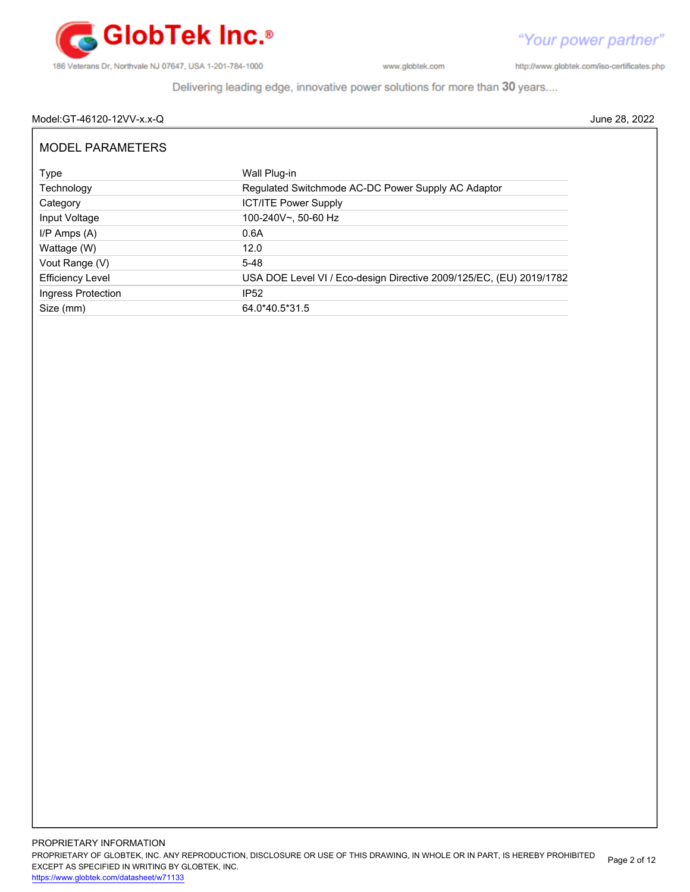Model:GT-46120-12VV-x.x-Q

June 28, 2022

## MODEL PARAMETERS

| Parameter | Value |
|---|---|
| Type | Wall Plug-in |
| Technology | Regulated Switchmode AC-DC Power Supply AC Adaptor |
| Category | ICT/ITE Power Supply |
| Input Voltage | 100-240V~, 50-60 Hz |
| I/P Amps (A) | 0.6A |
| Wattage (W) | 12.0 |
| Vout Range (V) | 5-48 |
| Efficiency Level | USA DOE Level VI / Eco-design Directive 2009/125/EC, (EU) 2019/1782 |
| Ingress Protection | IP52 |
| Size (mm) | 64.0*40.5*31.5 |

PROPRIETARY INFORMATION
PROPRIETARY OF GLOBTEK, INC. ANY REPRODUCTION, DISCLOSURE OR USE OF THIS DRAWING, IN WHOLE OR IN PART, IS HEREBY PROHIBITED EXCEPT AS SPECIFIED IN WRITING BY GLOBTEK, INC.
https://www.globtek.com/datasheet/w71133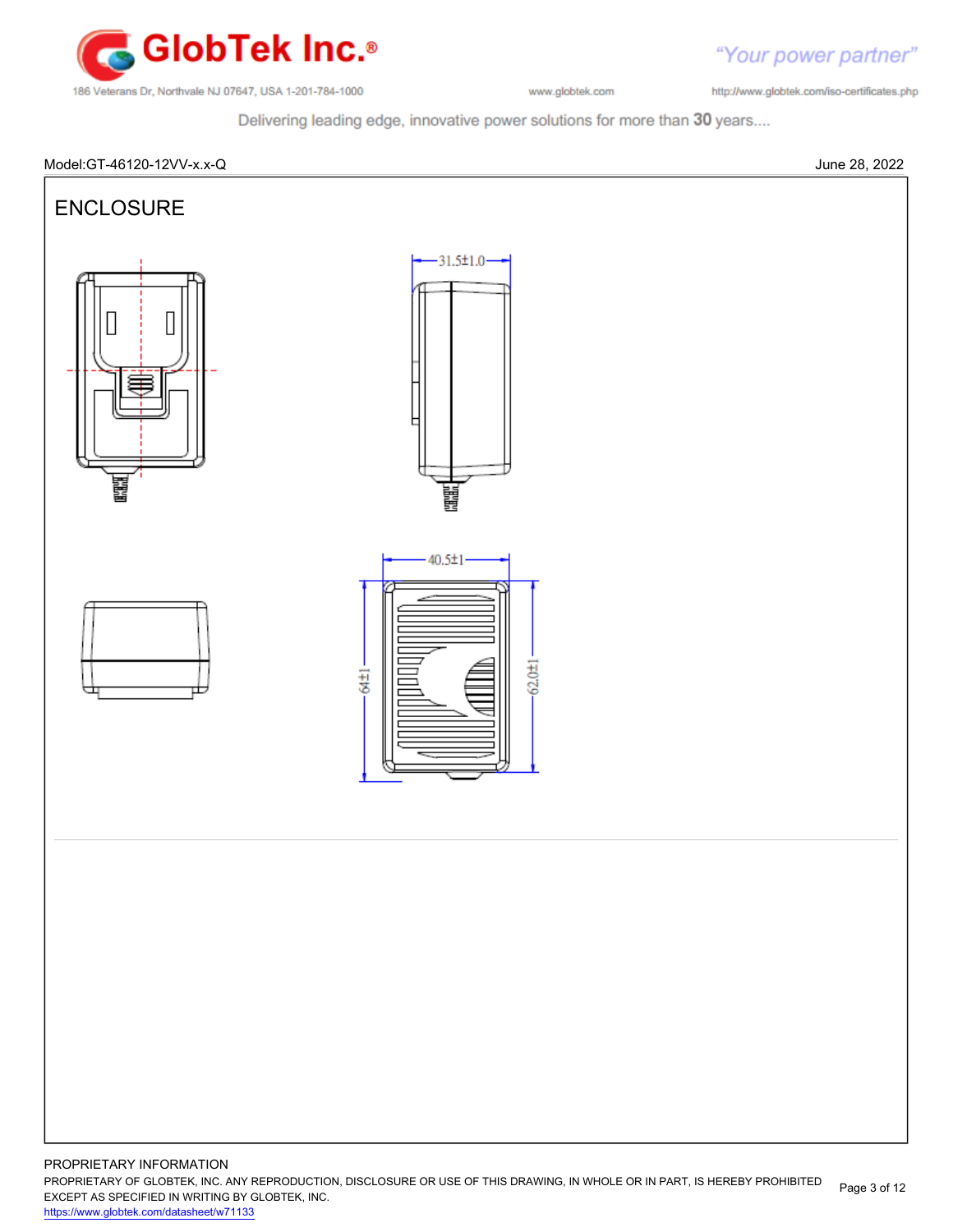Model:GT-46120-12VV-x.x-Q

June 28, 2022

## ENCLOSURE

31.5±1.0

40.5±1

64±1

62.0±1

PROPRIETARY INFORMATION

PROPRIETARY OF GLOBTEK, INC. ANY REPRODUCTION, DISCLOSURE OR USE OF THIS DRAWING, IN WHOLE OR IN PART, IS HEREBY PROHIBITED EXCEPT AS SPECIFIED IN WRITING BY GLOBTEK, INC.

https://www.globtek.com/datasheet/w71133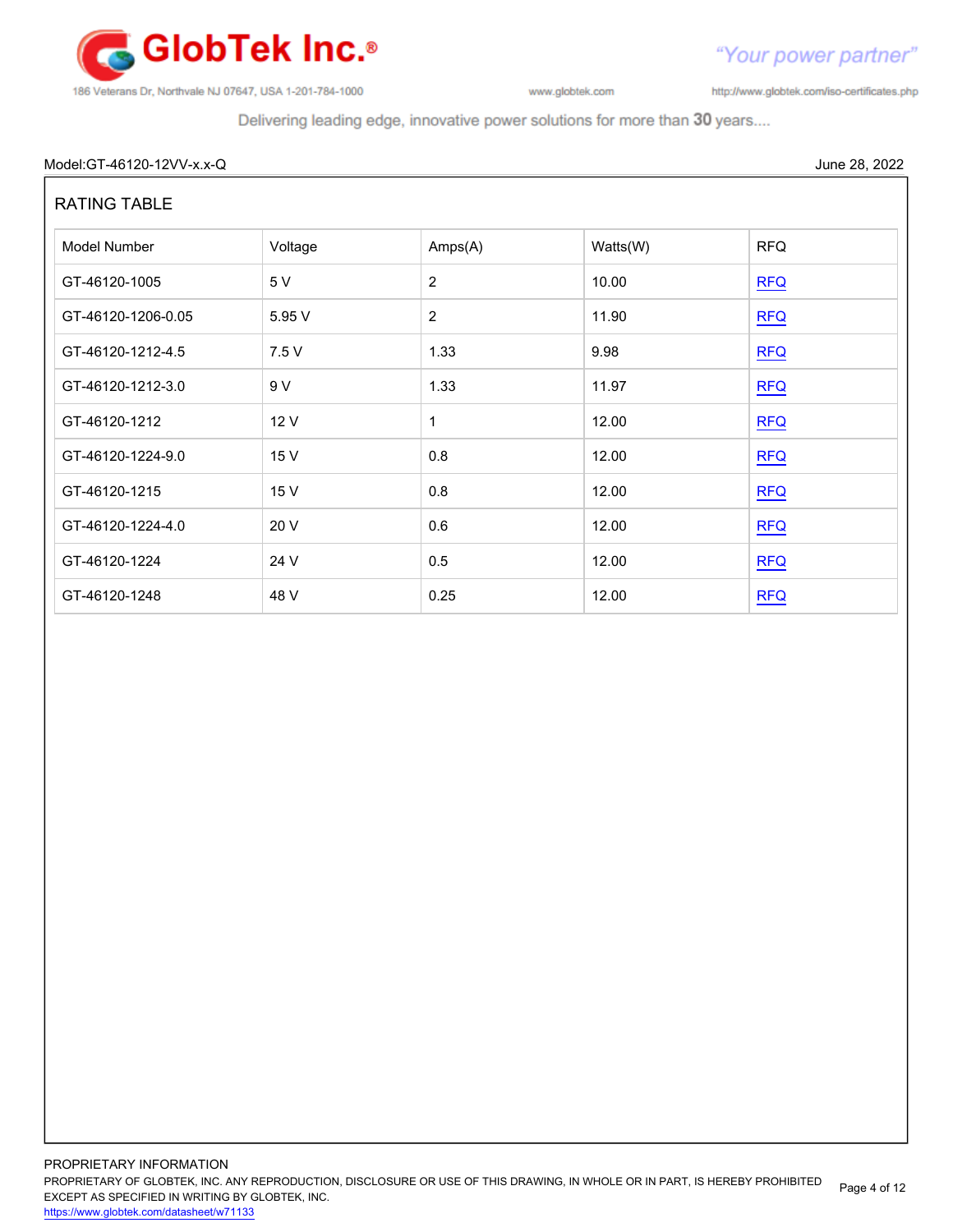Model:GT-46120-12VV-x.x-Q June 28, 2022

## RATING TABLE

| Model Number | Voltage | Amps(A) | Watts(W) | RFQ |
|---|---|---|---|---|
| GT-46120-1005 | 5 V | 2 | 10.00 | RFQ |
| GT-46120-1206-0.05 | 5.95 V | 2 | 11.90 | RFQ |
| GT-46120-1212-4.5 | 7.5 V | 1.33 | 9.98 | RFQ |
| GT-46120-1212-3.0 | 9 V | 1.33 | 11.97 | RFQ |
| GT-46120-1212 | 12 V | 1 | 12.00 | RFQ |
| GT-46120-1224-9.0 | 15 V | 0.8 | 12.00 | RFQ |
| GT-46120-1215 | 15 V | 0.8 | 12.00 | RFQ |
| GT-46120-1224-4.0 | 20 V | 0.6 | 12.00 | RFQ |
| GT-46120-1224 | 24 V | 0.5 | 12.00 | RFQ |
| GT-46120-1248 | 48 V | 0.25 | 12.00 | RFQ |

PROPRIETARY INFORMATION
PROPRIETARY OF GLOBTEK, INC. ANY REPRODUCTION, DISCLOSURE OR USE OF THIS DRAWING, IN WHOLE OR IN PART, IS HEREBY PROHIBITED EXCEPT AS SPECIFIED IN WRITING BY GLOBTEK, INC.
https://www.globtek.com/datasheet/w71133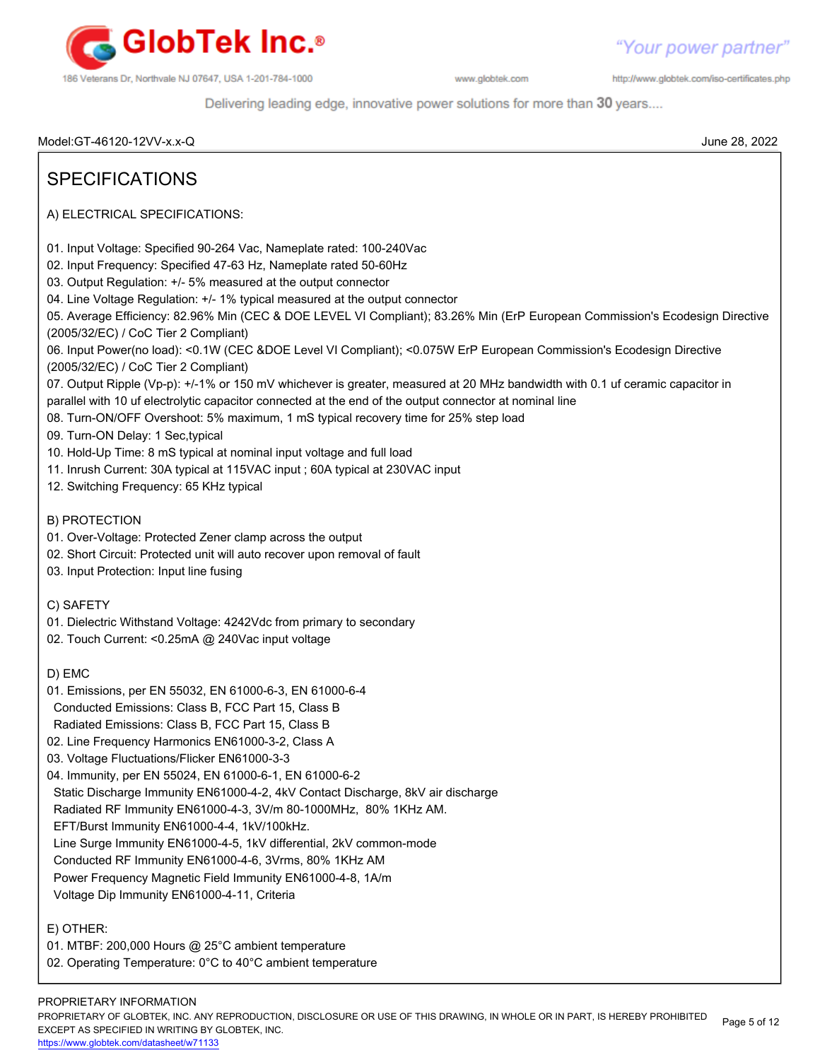Model:GT-46120-12VV-x.x-Q

June 28, 2022

# SPECIFICATIONS

A) ELECTRICAL SPECIFICATIONS:

01. Input Voltage: Specified 90-264 Vac, Nameplate rated: 100-240Vac
02. Input Frequency: Specified 47-63 Hz, Nameplate rated 50-60Hz
03. Output Regulation: +/- 5% measured at the output connector
04. Line Voltage Regulation: +/- 1% typical measured at the output connector
05. Average Efficiency: 82.96% Min (CEC & DOE LEVEL VI Compliant); 83.26% Min (ErP European Commission's Ecodesign Directive (2005/32/EC) / CoC Tier 2 Compliant)
06. Input Power(no load): <0.1W (CEC &DOE Level VI Compliant); <0.075W ErP European Commission's Ecodesign Directive (2005/32/EC) / CoC Tier 2 Compliant)
07. Output Ripple (Vp-p): +/-1% or 150 mV whichever is greater, measured at 20 MHz bandwidth with 0.1 uf ceramic capacitor in parallel with 10 uf electrolytic capacitor connected at the end of the output connector at nominal line
08. Turn-ON/OFF Overshoot: 5% maximum, 1 mS typical recovery time for 25% step load
09. Turn-ON Delay: 1 Sec,typical
10. Hold-Up Time: 8 mS typical at nominal input voltage and full load
11. Inrush Current: 30A typical at 115VAC input ; 60A typical at 230VAC input
12. Switching Frequency: 65 KHz typical

B) PROTECTION

01. Over-Voltage: Protected Zener clamp across the output
02. Short Circuit: Protected unit will auto recover upon removal of fault
03. Input Protection: Input line fusing

C) SAFETY

01. Dielectric Withstand Voltage: 4242Vdc from primary to secondary
02. Touch Current: <0.25mA @ 240Vac input voltage

D) EMC

01. Emissions, per EN 55032, EN 61000-6-3, EN 61000-6-4
    Conducted Emissions: Class B, FCC Part 15, Class B
    Radiated Emissions: Class B, FCC Part 15, Class B
02. Line Frequency Harmonics EN61000-3-2, Class A
03. Voltage Fluctuations/Flicker EN61000-3-3
04. Immunity, per EN 55024, EN 61000-6-1, EN 61000-6-2
    Static Discharge Immunity EN61000-4-2, 4kV Contact Discharge, 8kV air discharge
    Radiated RF Immunity EN61000-4-3, 3V/m 80-1000MHz, 80% 1KHz AM.
    EFT/Burst Immunity EN61000-4-4, 1kV/100kHz.
    Line Surge Immunity EN61000-4-5, 1kV differential, 2kV common-mode
    Conducted RF Immunity EN61000-4-6, 3Vrms, 80% 1KHz AM
    Power Frequency Magnetic Field Immunity EN61000-4-8, 1A/m
    Voltage Dip Immunity EN61000-4-11, Criteria

E) OTHER:

01. MTBF: 200,000 Hours @ 25°C ambient temperature
02. Operating Temperature: 0°C to 40°C ambient temperature

PROPRIETARY INFORMATION
PROPRIETARY OF GLOBTEK, INC. ANY REPRODUCTION, DISCLOSURE OR USE OF THIS DRAWING, IN WHOLE OR IN PART, IS HEREBY PROHIBITED EXCEPT AS SPECIFIED IN WRITING BY GLOBTEK, INC.
https://www.globtek.com/datasheet/w71133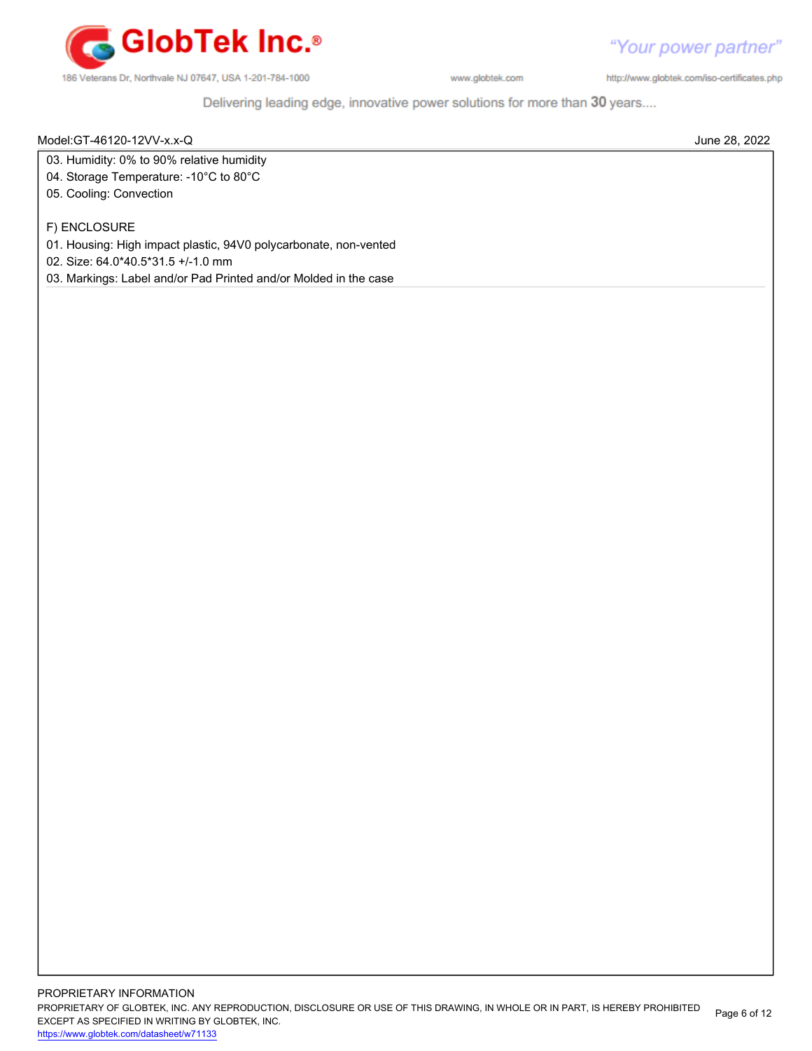03. Humidity: 0% to 90% relative humidity

04. Storage Temperature: -10°C to 80°C

05. Cooling: Convection

F) ENCLOSURE

01. Housing: High impact plastic, 94V0 polycarbonate, non-vented

02. Size: 64.0*40.5*31.5 +/-1.0 mm

03. Markings: Label and/or Pad Printed and/or Molded in the case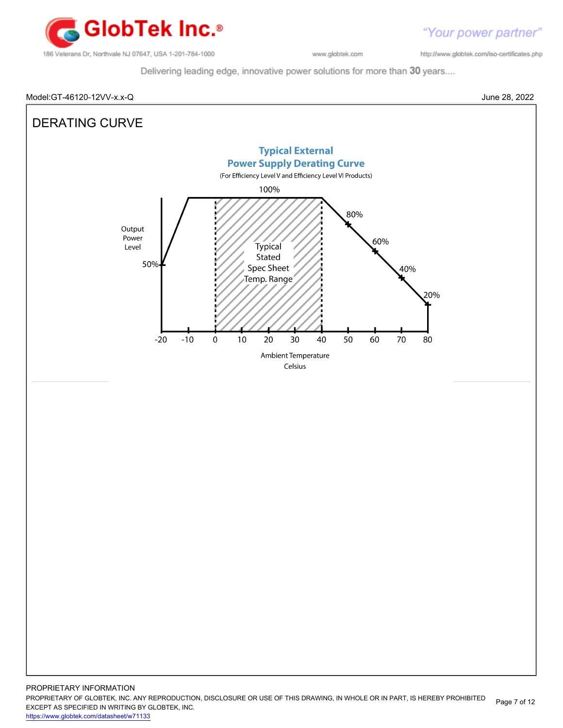Model:GT-46120-12VV-x.x-Q

June 28, 2022

# DERATING CURVE

**Typical External**
**Power Supply Derating Curve**
(For Efficiency Level V and Efficiency Level VI Products)

100%

80%

60%

40%

20%

Output Power Level

50%

Typical Stated Spec Sheet Temp. Range

-20 -10 0 10 20 30 40 50 60 70 80

Ambient Temperature Celsius

PROPRIETARY INFORMATION
PROPRIETARY OF GLOBTEK, INC. ANY REPRODUCTION, DISCLOSURE OR USE OF THIS DRAWING, IN WHOLE OR IN PART, IS HEREBY PROHIBITED EXCEPT AS SPECIFIED IN WRITING BY GLOBTEK, INC.
https://www.globtek.com/datasheet/w71133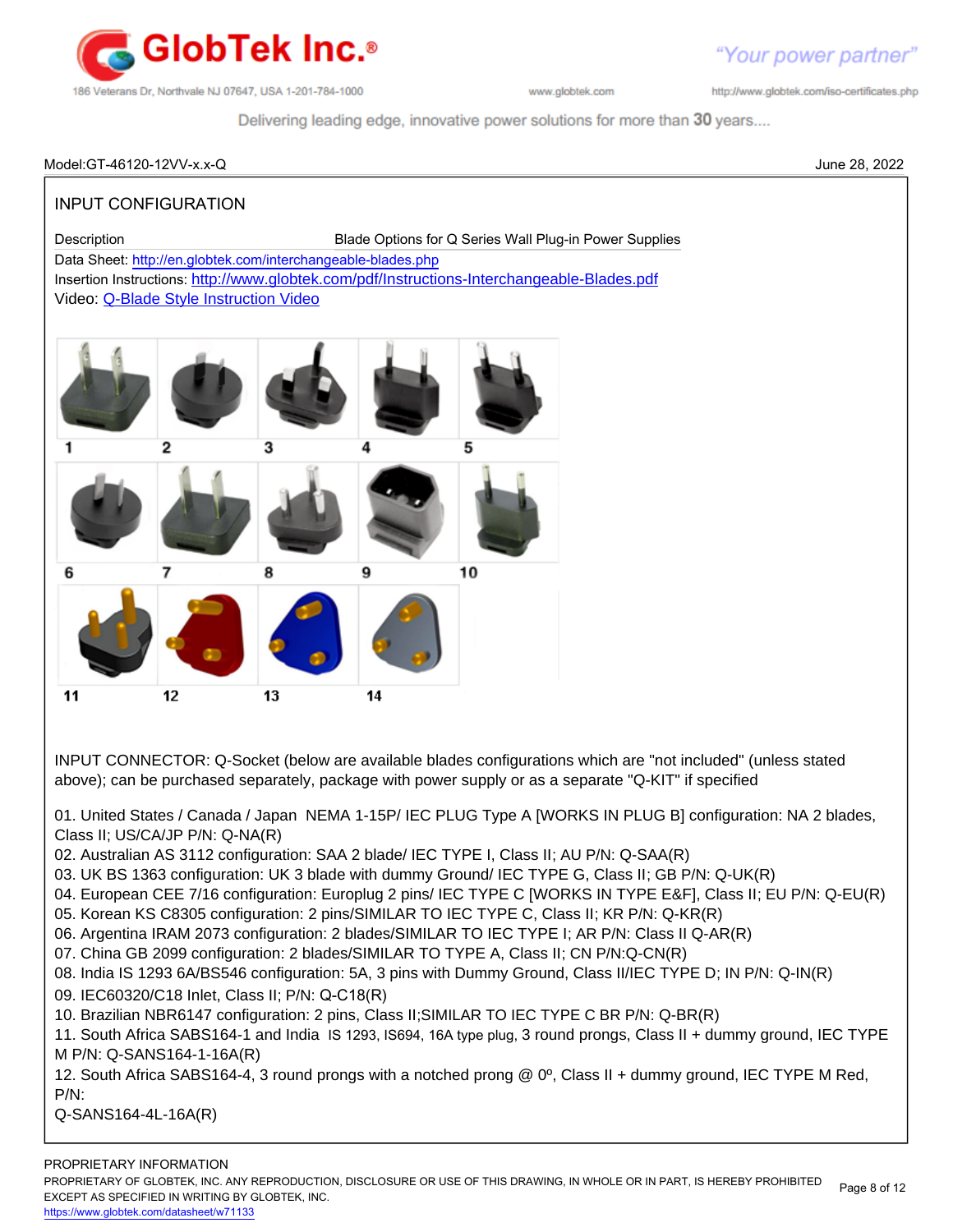Model:GT-46120-12VV-x.x-Q June 28, 2022

## INPUT CONFIGURATION

Description Blade Options for Q Series Wall Plug-in Power Supplies

Data Sheet: http://en.globtek.com/interchangeable-blades.php

Insertion Instructions: http://www.globtek.com/pdf/Instructions-Interchangeable-Blades.pdf

Video: Q-Blade Style Instruction Video

1 2 3 4 5

6 7 8 9 10

11 12 13 14

INPUT CONNECTOR: Q-Socket (below are available blades configurations which are "not included" (unless stated above); can be purchased separately, package with power supply or as a separate "Q-KIT" if specified

01. United States / Canada / Japan NEMA 1-15P/ IEC PLUG Type A [WORKS IN PLUG B] configuration: NA 2 blades, Class II; US/CA/JP P/N: Q-NA(R)
02. Australian AS 3112 configuration: SAA 2 blade/ IEC TYPE I, Class II; AU P/N: Q-SAA(R)
03. UK BS 1363 configuration: UK 3 blade with dummy Ground/ IEC TYPE G, Class II; GB P/N: Q-UK(R)
04. European CEE 7/16 configuration: Europlug 2 pins/ IEC TYPE C [WORKS IN TYPE E&F], Class II; EU P/N: Q-EU(R)
05. Korean KS C8305 configuration: 2 pins/SIMILAR TO IEC TYPE C, Class II; KR P/N: Q-KR(R)
06. Argentina IRAM 2073 configuration: 2 blades/SIMILAR TO IEC TYPE I; AR P/N: Class II Q-AR(R)
07. China GB 2099 configuration: 2 blades/SIMILAR TO TYPE A, Class II; CN P/N:Q-CN(R)
08. India IS 1293 6A/BS546 configuration: 5A, 3 pins with Dummy Ground, Class II/IEC TYPE D; IN P/N: Q-IN(R)
09. IEC60320/C18 Inlet, Class II; P/N: Q-C18(R)
10. Brazilian NBR6147 configuration: 2 pins, Class II;SIMILAR TO IEC TYPE C BR P/N: Q-BR(R)
11. South Africa SABS164-1 and India IS 1293, IS694, 16A type plug, 3 round prongs, Class II + dummy ground, IEC TYPE M P/N: Q-SANS164-1-16A(R)
12. South Africa SABS164-4, 3 round prongs with a notched prong @ 0º, Class II + dummy ground, IEC TYPE M Red, P/N:
Q-SANS164-4L-16A(R)

PROPRIETARY INFORMATION

PROPRIETARY OF GLOBTEK, INC. ANY REPRODUCTION, DISCLOSURE OR USE OF THIS DRAWING, IN WHOLE OR IN PART, IS HEREBY PROHIBITED EXCEPT AS SPECIFIED IN WRITING BY GLOBTEK, INC.

https://www.globtek.com/datasheet/w71133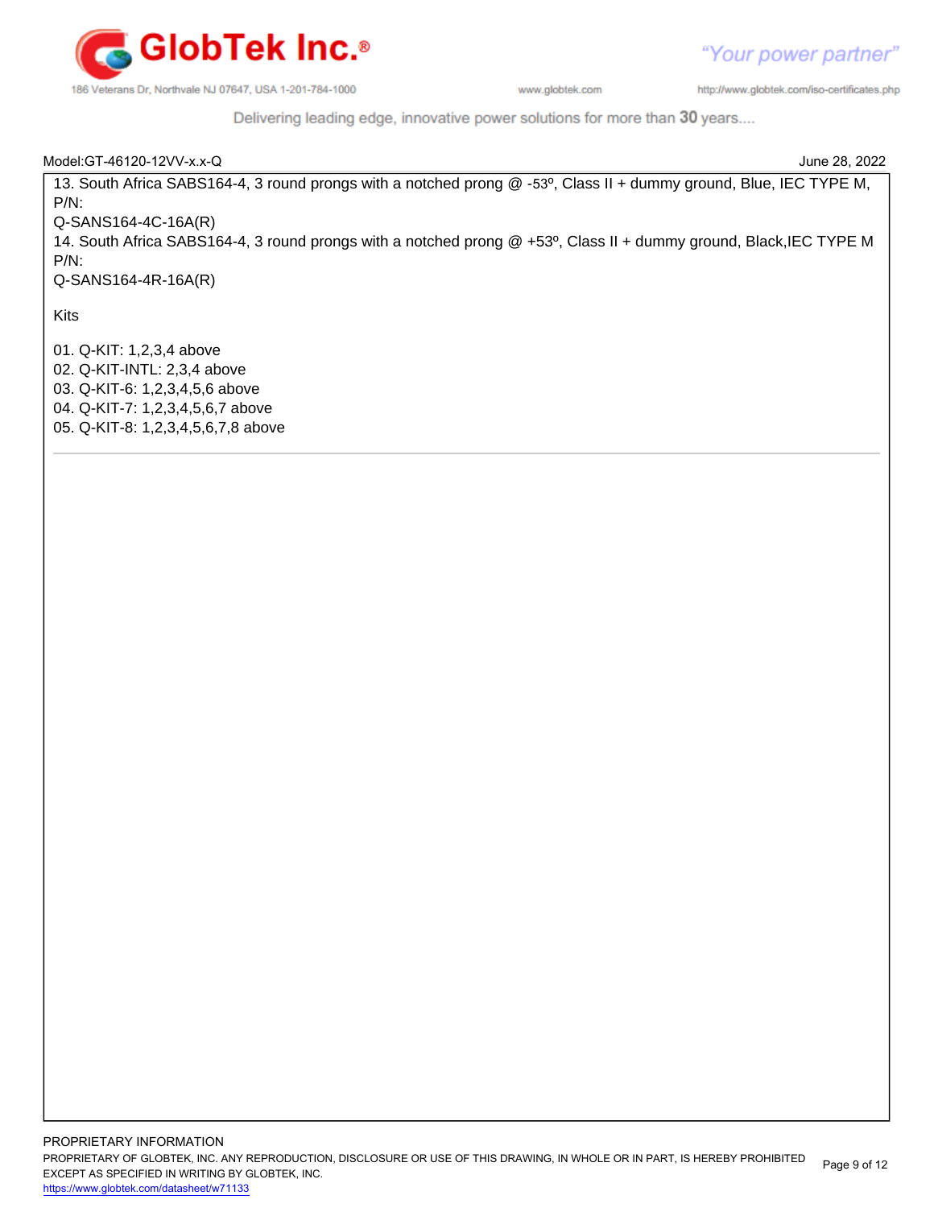Model:GT-46120-12VV-x.x-Q June 28, 2022

13. South Africa SABS164-4, 3 round prongs with a notched prong @ -53º, Class II + dummy ground, Blue, IEC TYPE M, P/N:
Q-SANS164-4C-16A(R)
14. South Africa SABS164-4, 3 round prongs with a notched prong @ +53º, Class II + dummy ground, Black,IEC TYPE M P/N:
Q-SANS164-4R-16A(R)

Kits

01. Q-KIT: 1,2,3,4 above
02. Q-KIT-INTL: 2,3,4 above
03. Q-KIT-6: 1,2,3,4,5,6 above
04. Q-KIT-7: 1,2,3,4,5,6,7 above
05. Q-KIT-8: 1,2,3,4,5,6,7,8 above

---

PROPRIETARY INFORMATION
PROPRIETARY OF GLOBTEK, INC. ANY REPRODUCTION, DISCLOSURE OR USE OF THIS DRAWING, IN WHOLE OR IN PART, IS HEREBY PROHIBITED EXCEPT AS SPECIFIED IN WRITING BY GLOBTEK, INC.
https://www.globtek.com/datasheet/w71133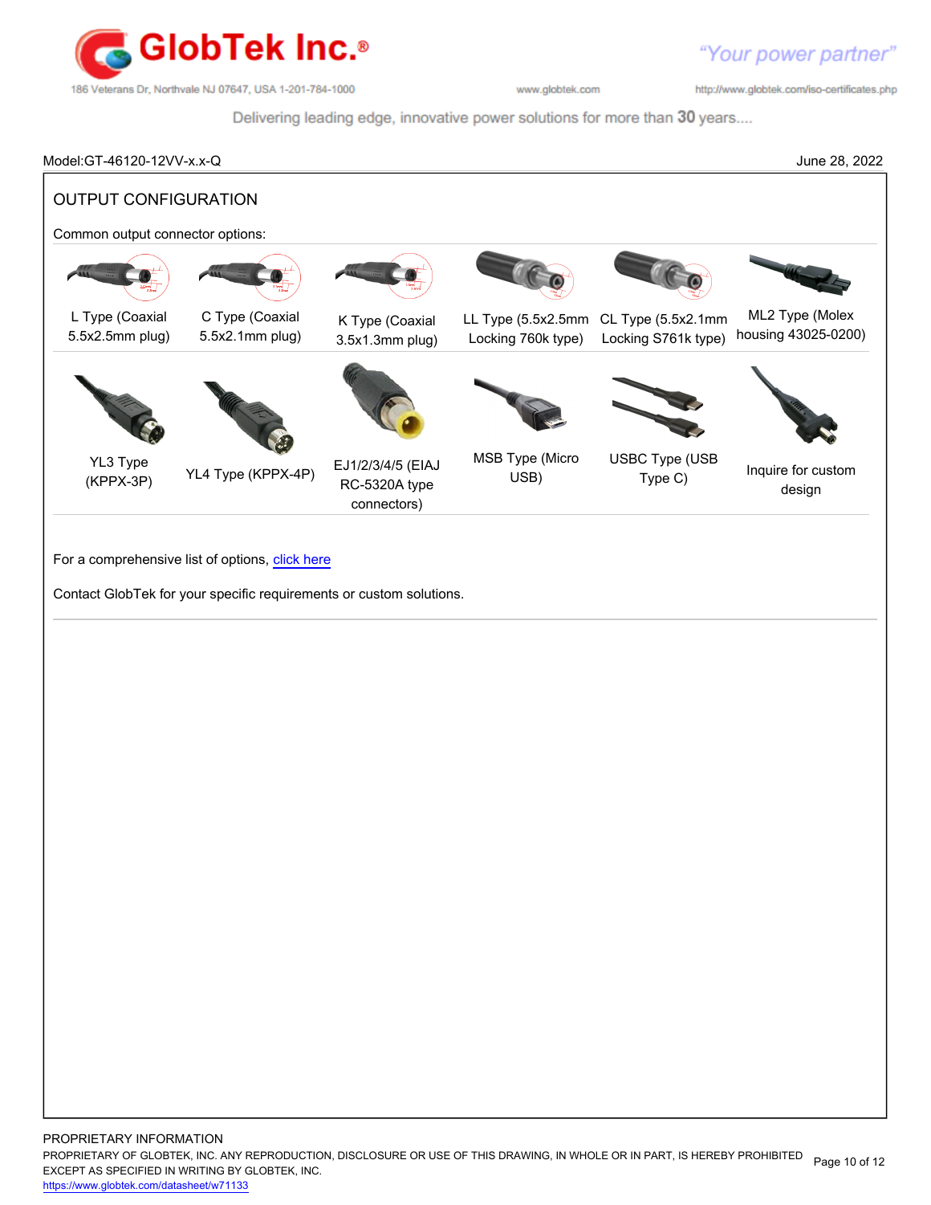Model:GT-46120-12VV-x.x-Q

June 28, 2022

## OUTPUT CONFIGURATION

Common output connector options:

| | | | | | |
|---|---|---|---|---|---|
| L Type (Coaxial 5.5x2.5mm plug) | C Type (Coaxial 5.5x2.1mm plug) | K Type (Coaxial 3.5x1.3mm plug) | LL Type (5.5x2.5mm Locking 760k type) | CL Type (5.5x2.1mm Locking S761k type) | ML2 Type (Molex housing 43025-0200) |
| YL3 Type (KPPX-3P) | YL4 Type (KPPX-4P) | EJ1/2/3/4/5 (EIAJ RC-5320A type connectors) | MSB Type (Micro USB) | USBC Type (USB Type C) | Inquire for custom design |

For a comprehensive list of options, click here

Contact GlobTek for your specific requirements or custom solutions.

PROPRIETARY INFORMATION
PROPRIETARY OF GLOBTEK, INC. ANY REPRODUCTION, DISCLOSURE OR USE OF THIS DRAWING, IN WHOLE OR IN PART, IS HEREBY PROHIBITED EXCEPT AS SPECIFIED IN WRITING BY GLOBTEK, INC.
https://www.globtek.com/datasheet/w71133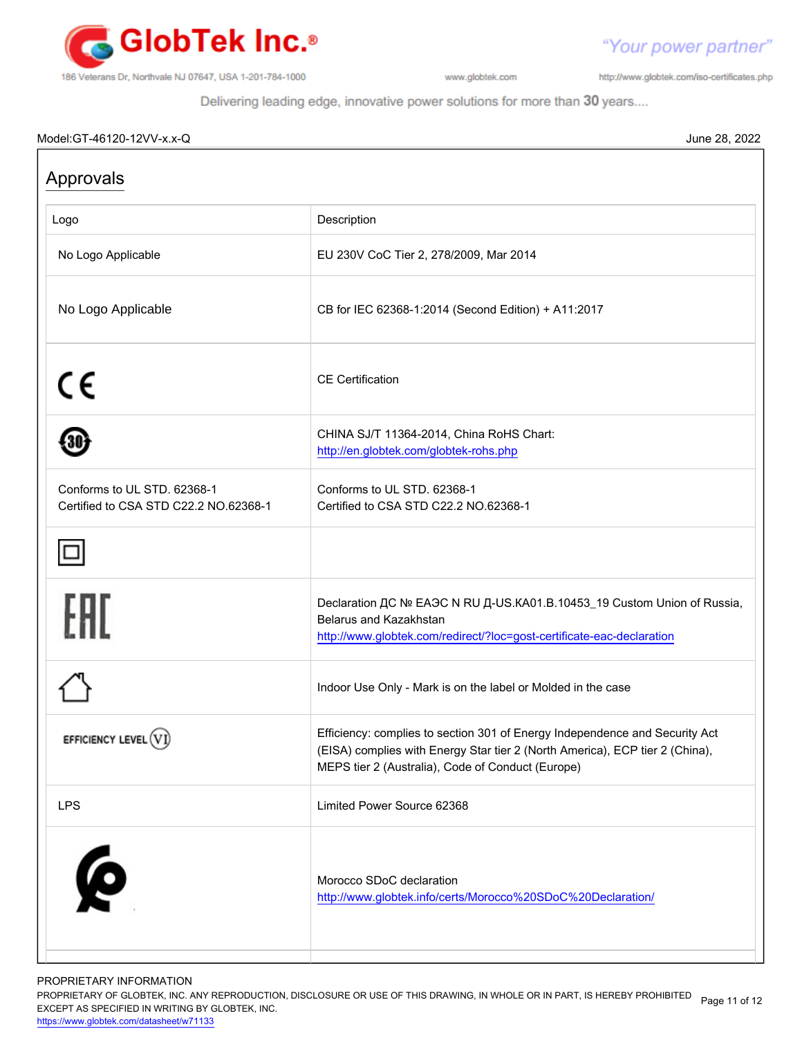Model:GT-46120-12VV-x.x-Q

June 28, 2022

## Approvals

| Logo | Description |
|---|---|
| No Logo Applicable | EU 230V CoC Tier 2, 278/2009, Mar 2014 |
| No Logo Applicable | CB for IEC 62368-1:2014 (Second Edition) + A11:2017 |
| | CE Certification |
| | CHINA SJ/T 11364-2014, China RoHS Chart: http://en.globtek.com/globtek-rohs.php |
| Conforms to UL STD. 62368-1<br>Certified to CSA STD C22.2 NO.62368-1 | Conforms to UL STD. 62368-1<br>Certified to CSA STD C22.2 NO.62368-1 |
| | |
| | Declaration ДС № ЕАЭС N RU Д-US.КА01.В.10453_19 Custom Union of Russia, Belarus and Kazakhstan http://www.globtek.com/redirect/?loc=gost-certificate-eac-declaration |
| | Indoor Use Only - Mark is on the label or Molded in the case |
| EFFICIENCY LEVEL VI | Efficiency: complies to section 301 of Energy Independence and Security Act (EISA) complies with Energy Star tier 2 (North America), ECP tier 2 (China), MEPS tier 2 (Australia), Code of Conduct (Europe) |
| LPS | Limited Power Source 62368 |
| | Morocco SDoC declaration http://www.globtek.info/certs/Morocco%20SDoC%20Declaration/ |

PROPRIETARY INFORMATION
PROPRIETARY OF GLOBTEK, INC. ANY REPRODUCTION, DISCLOSURE OR USE OF THIS DRAWING, IN WHOLE OR IN PART, IS HEREBY PROHIBITED EXCEPT AS SPECIFIED IN WRITING BY GLOBTEK, INC.
https://www.globtek.com/datasheet/w71133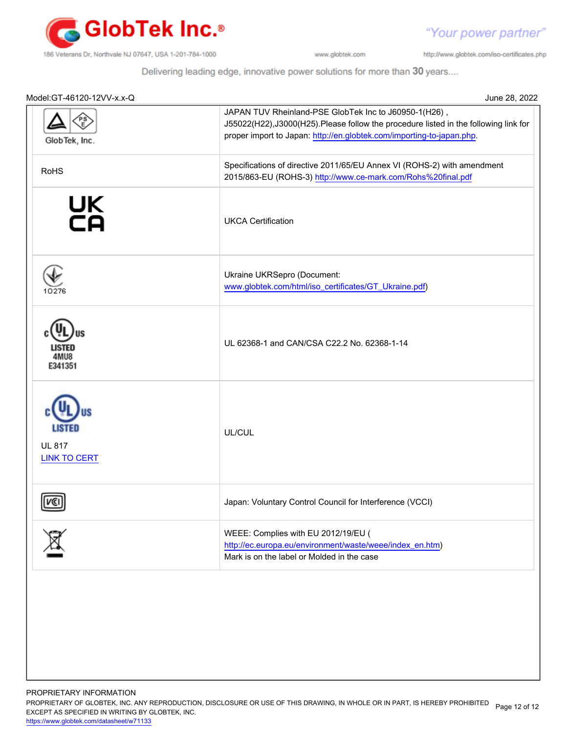Model:GT-46120-12VV-x.x-Q

June 28, 2022

| | |
|---|---|
| GlobTek, Inc. | JAPAN TUV Rheinland-PSE GlobTek Inc to J60950-1(H26) , J55022(H22),J3000(H25).Please follow the procedure listed in the following link for proper import to Japan: http://en.globtek.com/importing-to-japan.php. |
| RoHS | Specifications of directive 2011/65/EU Annex VI (ROHS-2) with amendment 2015/863-EU (ROHS-3) http://www.ce-mark.com/Rohs%20final.pdf |
| UK CA | UKCA Certification |
| 10276 | Ukraine UKRSepro (Document: www.globtek.com/html/iso_certificates/GT_Ukraine.pdf) |
| c UL us LISTED 4MU8 E341351 | UL 62368-1 and CAN/CSA C22.2 No. 62368-1-14 |
| c UL us LISTED UL 817 LINK TO CERT | UL/CUL |
| VCI | Japan: Voluntary Control Council for Interference (VCCI) |
| | WEEE: Complies with EU 2012/19/EU ( http://ec.europa.eu/environment/waste/weee/index_en.htm) Mark is on the label or Molded in the case |

PROPRIETARY INFORMATION
PROPRIETARY OF GLOBTEK, INC. ANY REPRODUCTION, DISCLOSURE OR USE OF THIS DRAWING, IN WHOLE OR IN PART, IS HEREBY PROHIBITED EXCEPT AS SPECIFIED IN WRITING BY GLOBTEK, INC.
https://www.globtek.com/datasheet/w71133